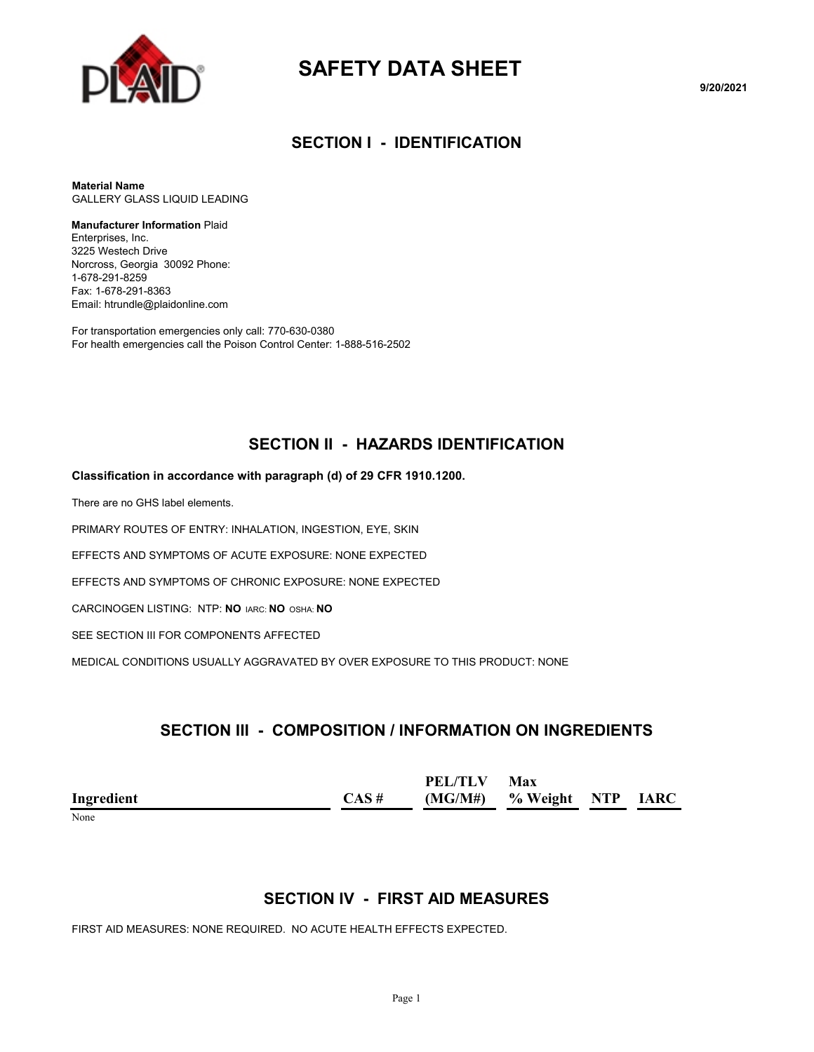# SAFETY DATA SHEET

9/20/2021

## SECTION I - IDENTIFICATION

**Material Name**
GALLERY GLASS LIQUID LEADING

**Manufacturer Information** Plaid Enterprises, Inc.
3225 Westech Drive
Norcross, Georgia 30092 Phone: 1-678-291-8259
Fax: 1-678-291-8363
Email: htrundle@plaidonline.com

For transportation emergencies only call: 770-630-0380
For health emergencies call the Poison Control Center: 1-888-516-2502

## SECTION II - HAZARDS IDENTIFICATION

**Classification in accordance with paragraph (d) of 29 CFR 1910.1200.**

There are no GHS label elements.

PRIMARY ROUTES OF ENTRY: INHALATION, INGESTION, EYE, SKIN

EFFECTS AND SYMPTOMS OF ACUTE EXPOSURE: NONE EXPECTED

EFFECTS AND SYMPTOMS OF CHRONIC EXPOSURE: NONE EXPECTED

CARCINOGEN LISTING: NTP: **NO** IARC: **NO** OSHA: **NO**

SEE SECTION III FOR COMPONENTS AFFECTED

MEDICAL CONDITIONS USUALLY AGGRAVATED BY OVER EXPOSURE TO THIS PRODUCT: NONE

## SECTION III - COMPOSITION / INFORMATION ON INGREDIENTS

| Ingredient | CAS # | PEL/TLV (MG/M#) | Max % Weight | NTP | IARC |
|---|---|---|---|---|---|
| None | | | | | |

## SECTION IV - FIRST AID MEASURES

FIRST AID MEASURES: NONE REQUIRED. NO ACUTE HEALTH EFFECTS EXPECTED.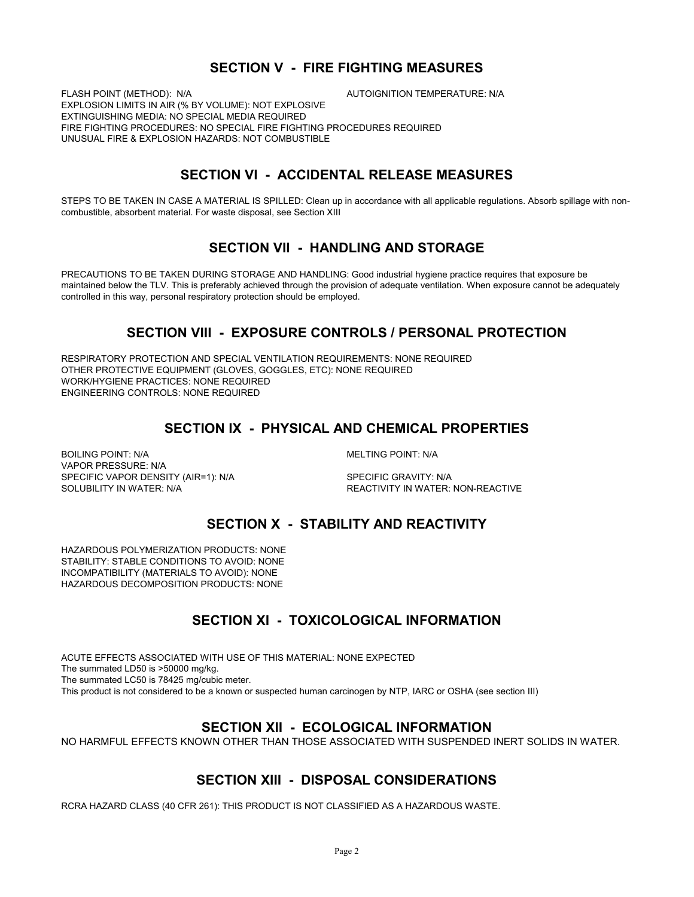## SECTION V - FIRE FIGHTING MEASURES

FLASH POINT (METHOD): N/A

AUTOIGNITION TEMPERATURE: N/A

EXPLOSION LIMITS IN AIR (% BY VOLUME): NOT EXPLOSIVE

EXTINGUISHING MEDIA: NO SPECIAL MEDIA REQUIRED

FIRE FIGHTING PROCEDURES: NO SPECIAL FIRE FIGHTING PROCEDURES REQUIRED

UNUSUAL FIRE & EXPLOSION HAZARDS: NOT COMBUSTIBLE

## SECTION VI - ACCIDENTAL RELEASE MEASURES

STEPS TO BE TAKEN IN CASE A MATERIAL IS SPILLED: Clean up in accordance with all applicable regulations. Absorb spillage with non-combustible, absorbent material. For waste disposal, see Section XIII

## SECTION VII - HANDLING AND STORAGE

PRECAUTIONS TO BE TAKEN DURING STORAGE AND HANDLING: Good industrial hygiene practice requires that exposure be maintained below the TLV. This is preferably achieved through the provision of adequate ventilation. When exposure cannot be adequately controlled in this way, personal respiratory protection should be employed.

## SECTION VIII - EXPOSURE CONTROLS / PERSONAL PROTECTION

RESPIRATORY PROTECTION AND SPECIAL VENTILATION REQUIREMENTS: NONE REQUIRED

OTHER PROTECTIVE EQUIPMENT (GLOVES, GOGGLES, ETC): NONE REQUIRED

WORK/HYGIENE PRACTICES: NONE REQUIRED

ENGINEERING CONTROLS: NONE REQUIRED

## SECTION IX - PHYSICAL AND CHEMICAL PROPERTIES

BOILING POINT: N/A

MELTING POINT: N/A

VAPOR PRESSURE: N/A

SPECIFIC VAPOR DENSITY (AIR=1): N/A

SPECIFIC GRAVITY: N/A

SOLUBILITY IN WATER: N/A

REACTIVITY IN WATER: NON-REACTIVE

## SECTION X - STABILITY AND REACTIVITY

HAZARDOUS POLYMERIZATION PRODUCTS: NONE

STABILITY: STABLE CONDITIONS TO AVOID: NONE

INCOMPATIBILITY (MATERIALS TO AVOID): NONE

HAZARDOUS DECOMPOSITION PRODUCTS: NONE

## SECTION XI - TOXICOLOGICAL INFORMATION

ACUTE EFFECTS ASSOCIATED WITH USE OF THIS MATERIAL: NONE EXPECTED

The summated LD50 is >50000 mg/kg.

The summated LC50 is 78425 mg/cubic meter.

This product is not considered to be a known or suspected human carcinogen by NTP, IARC or OSHA (see section III)

## SECTION XII - ECOLOGICAL INFORMATION

NO HARMFUL EFFECTS KNOWN OTHER THAN THOSE ASSOCIATED WITH SUSPENDED INERT SOLIDS IN WATER.

## SECTION XIII - DISPOSAL CONSIDERATIONS

RCRA HAZARD CLASS (40 CFR 261): THIS PRODUCT IS NOT CLASSIFIED AS A HAZARDOUS WASTE.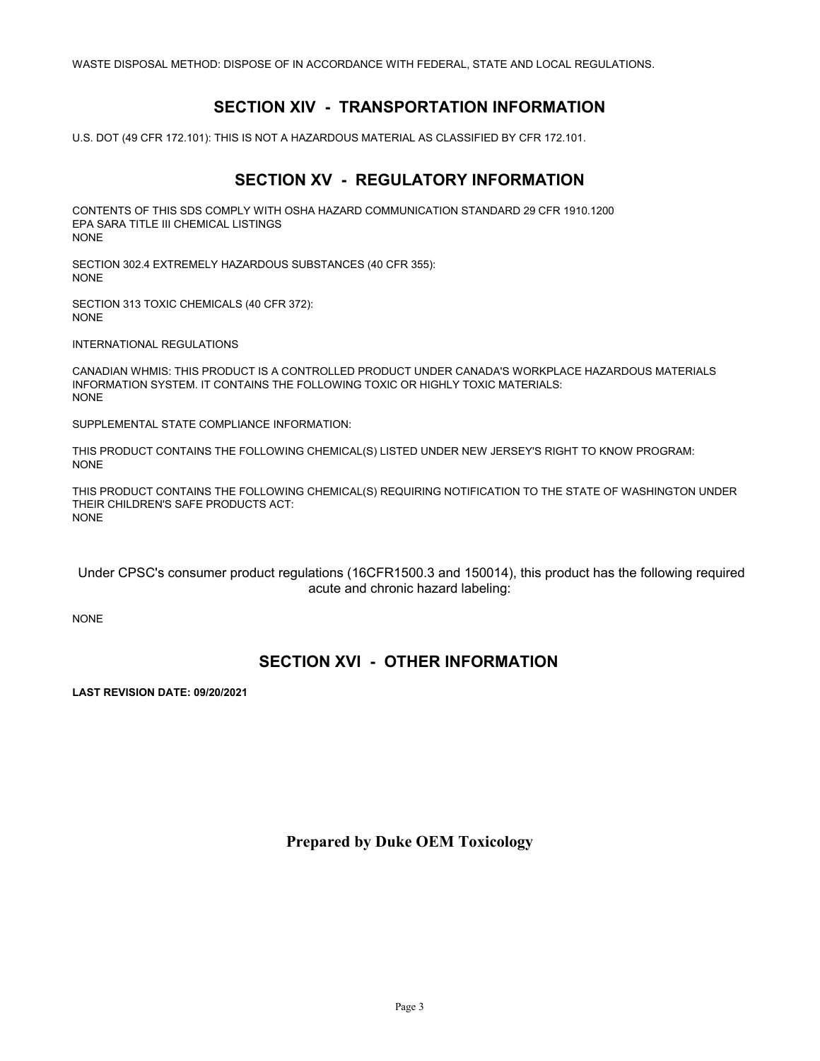WASTE DISPOSAL METHOD: DISPOSE OF IN ACCORDANCE WITH FEDERAL, STATE AND LOCAL REGULATIONS.

## SECTION XIV - TRANSPORTATION INFORMATION

U.S. DOT (49 CFR 172.101): THIS IS NOT A HAZARDOUS MATERIAL AS CLASSIFIED BY CFR 172.101.

## SECTION XV - REGULATORY INFORMATION

CONTENTS OF THIS SDS COMPLY WITH OSHA HAZARD COMMUNICATION STANDARD 29 CFR 1910.1200
EPA SARA TITLE III CHEMICAL LISTINGS
NONE

SECTION 302.4 EXTREMELY HAZARDOUS SUBSTANCES (40 CFR 355):
NONE

SECTION 313 TOXIC CHEMICALS (40 CFR 372):
NONE

INTERNATIONAL REGULATIONS

CANADIAN WHMIS: THIS PRODUCT IS A CONTROLLED PRODUCT UNDER CANADA'S WORKPLACE HAZARDOUS MATERIALS INFORMATION SYSTEM. IT CONTAINS THE FOLLOWING TOXIC OR HIGHLY TOXIC MATERIALS:
NONE

SUPPLEMENTAL STATE COMPLIANCE INFORMATION:

THIS PRODUCT CONTAINS THE FOLLOWING CHEMICAL(S) LISTED UNDER NEW JERSEY'S RIGHT TO KNOW PROGRAM:
NONE

THIS PRODUCT CONTAINS THE FOLLOWING CHEMICAL(S) REQUIRING NOTIFICATION TO THE STATE OF WASHINGTON UNDER THEIR CHILDREN'S SAFE PRODUCTS ACT:
NONE

Under CPSC's consumer product regulations (16CFR1500.3 and 150014), this product has the following required acute and chronic hazard labeling:

NONE

## SECTION XVI - OTHER INFORMATION

**LAST REVISION DATE: 09/20/2021**

**Prepared by Duke OEM Toxicology**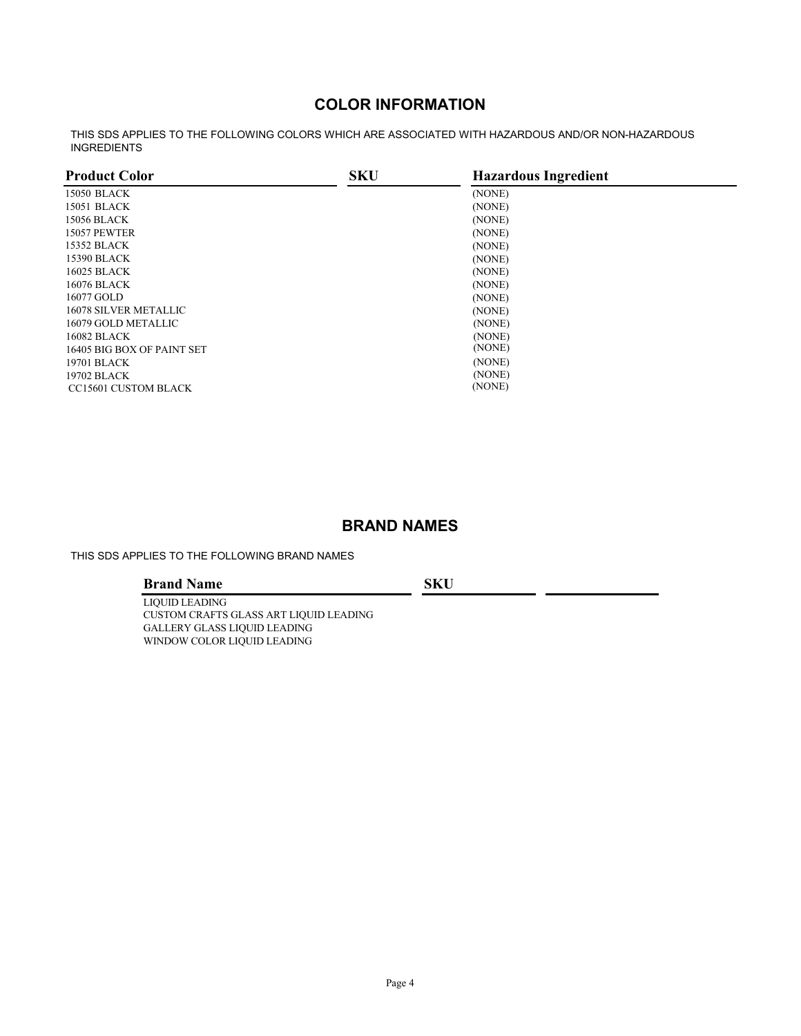## COLOR INFORMATION

THIS SDS APPLIES TO THE FOLLOWING COLORS WHICH ARE ASSOCIATED WITH HAZARDOUS AND/OR NON-HAZARDOUS INGREDIENTS

| Product Color | SKU | Hazardous Ingredient |
|---|---|---|
| 15050 BLACK | | (NONE) |
| 15051 BLACK | | (NONE) |
| 15056 BLACK | | (NONE) |
| 15057 PEWTER | | (NONE) |
| 15352 BLACK | | (NONE) |
| 15390 BLACK | | (NONE) |
| 16025 BLACK | | (NONE) |
| 16076 BLACK | | (NONE) |
| 16077 GOLD | | (NONE) |
| 16078 SILVER METALLIC | | (NONE) |
| 16079 GOLD METALLIC | | (NONE) |
| 16082 BLACK | | (NONE) |
| 16405 BIG BOX OF PAINT SET | | (NONE) |
| 19701 BLACK | | (NONE) |
| 19702 BLACK | | (NONE) |
| CC15601 CUSTOM BLACK | | (NONE) |

## BRAND NAMES

THIS SDS APPLIES TO THE FOLLOWING BRAND NAMES

| Brand Name | SKU | |
|---|---|---|
| LIQUID LEADING | | |
| CUSTOM CRAFTS GLASS ART LIQUID LEADING | | |
| GALLERY GLASS LIQUID LEADING | | |
| WINDOW COLOR LIQUID LEADING | | |